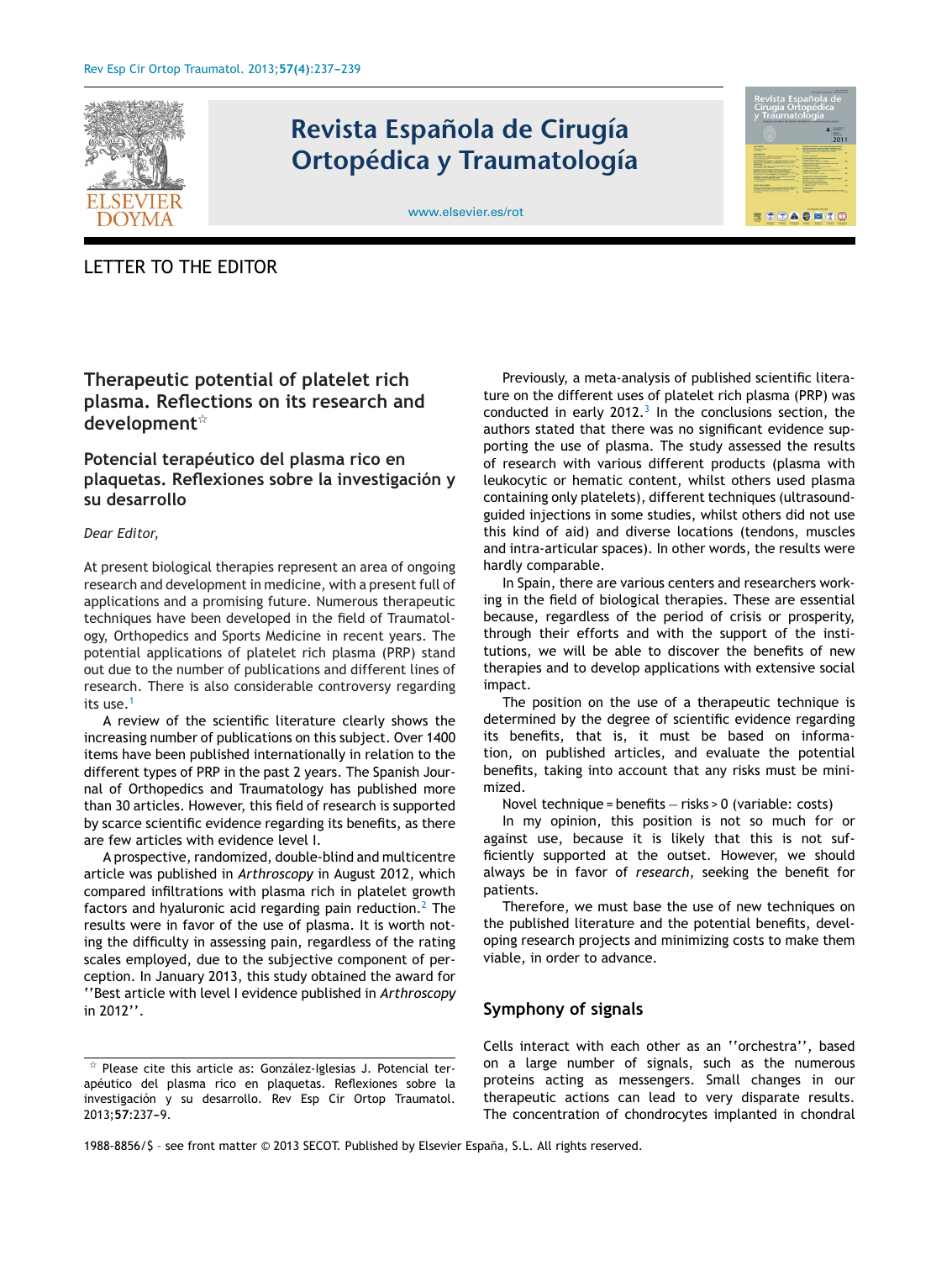LETTER TO THE EDITOR

# Therapeutic potential of platelet rich plasma. Reflections on its research and development☆

## Potencial terapéutico del plasma rico en plaquetas. Reflexiones sobre la investigación y su desarrollo

*Dear Editor,*

At present biological therapies represent an area of ongoing research and development in medicine, with a present full of applications and a promising future. Numerous therapeutic techniques have been developed in the field of Traumatology, Orthopedics and Sports Medicine in recent years. The potential applications of platelet rich plasma (PRP) stand out due to the number of publications and different lines of research. There is also considerable controversy regarding its use.[1]

A review of the scientific literature clearly shows the increasing number of publications on this subject. Over 1400 items have been published internationally in relation to the different types of PRP in the past 2 years. The Spanish Journal of Orthopedics and Traumatology has published more than 30 articles. However, this field of research is supported by scarce scientific evidence regarding its benefits, as there are few articles with evidence level I.

A prospective, randomized, double-blind and multicentre article was published in *Arthroscopy* in August 2012, which compared infiltrations with plasma rich in platelet growth factors and hyaluronic acid regarding pain reduction.[2] The results were in favor of the use of plasma. It is worth noting the difficulty in assessing pain, regardless of the rating scales employed, due to the subjective component of perception. In January 2013, this study obtained the award for ''Best article with level I evidence published in *Arthroscopy* in 2012''.

Previously, a meta-analysis of published scientific literature on the different uses of platelet rich plasma (PRP) was conducted in early 2012.[3] In the conclusions section, the authors stated that there was no significant evidence supporting the use of plasma. The study assessed the results of research with various different products (plasma with leukocytic or hematic content, whilst others used plasma containing only platelets), different techniques (ultrasound-guided injections in some studies, whilst others did not use this kind of aid) and diverse locations (tendons, muscles and intra-articular spaces). In other words, the results were hardly comparable.

In Spain, there are various centers and researchers working in the field of biological therapies. These are essential because, regardless of the period of crisis or prosperity, through their efforts and with the support of the institutions, we will be able to discover the benefits of new therapies and to develop applications with extensive social impact.

The position on the use of a therapeutic technique is determined by the degree of scientific evidence regarding its benefits, that is, it must be based on information, on published articles, and evaluate the potential benefits, taking into account that any risks must be minimized.

Novel technique = benefits − risks > 0 (variable: costs)

In my opinion, this position is not so much for or against use, because it is likely that this is not sufficiently supported at the outset. However, we should always be in favor of *research*, seeking the benefit for patients.

Therefore, we must base the use of new techniques on the published literature and the potential benefits, developing research projects and minimizing costs to make them viable, in order to advance.

## Symphony of signals

Cells interact with each other as an ''orchestra'', based on a large number of signals, such as the numerous proteins acting as messengers. Small changes in our therapeutic actions can lead to very disparate results. The concentration of chondrocytes implanted in chondral

☆ Please cite this article as: González-Iglesias J. Potencial terapéutico del plasma rico en plaquetas. Reflexiones sobre la investigación y su desarrollo. Rev Esp Cir Ortop Traumatol. 2013;**57**:237–9.

1988-8856/$ - see front matter © 2013 SECOT. Published by Elsevier España, S.L. All rights reserved.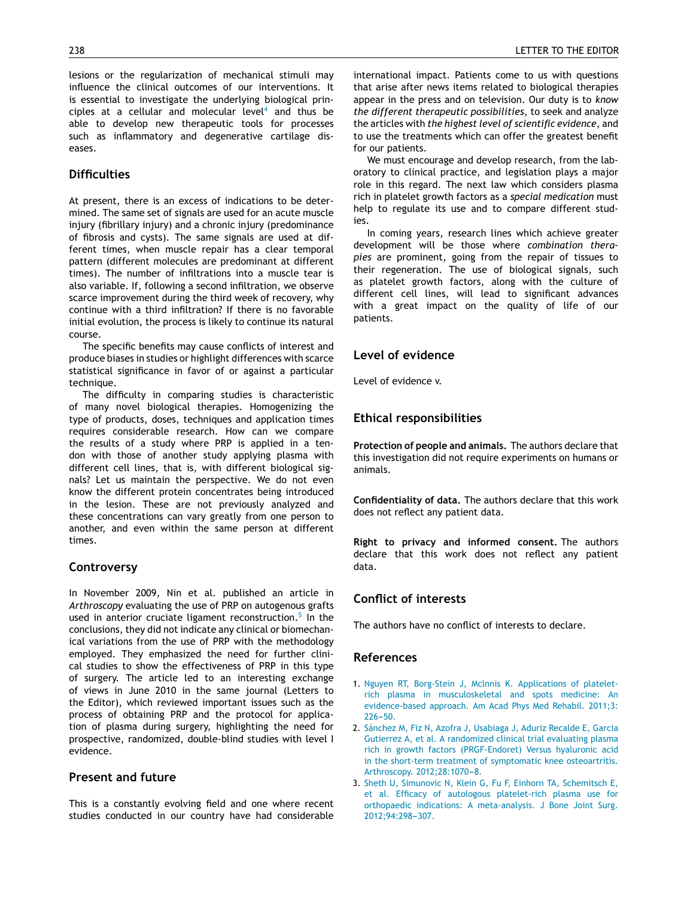lesions or the regularization of mechanical stimuli may influence the clinical outcomes of our interventions. It is essential to investigate the underlying biological principles at a cellular and molecular level[4] and thus be able to develop new therapeutic tools for processes such as inflammatory and degenerative cartilage diseases.

## Difficulties

At present, there is an excess of indications to be determined. The same set of signals are used for an acute muscle injury (fibrillary injury) and a chronic injury (predominance of fibrosis and cysts). The same signals are used at different times, when muscle repair has a clear temporal pattern (different molecules are predominant at different times). The number of infiltrations into a muscle tear is also variable. If, following a second infiltration, we observe scarce improvement during the third week of recovery, why continue with a third infiltration? If there is no favorable initial evolution, the process is likely to continue its natural course.

The specific benefits may cause conflicts of interest and produce biases in studies or highlight differences with scarce statistical significance in favor of or against a particular technique.

The difficulty in comparing studies is characteristic of many novel biological therapies. Homogenizing the type of products, doses, techniques and application times requires considerable research. How can we compare the results of a study where PRP is applied in a tendon with those of another study applying plasma with different cell lines, that is, with different biological signals? Let us maintain the perspective. We do not even know the different protein concentrates being introduced in the lesion. These are not previously analyzed and these concentrations can vary greatly from one person to another, and even within the same person at different times.

## Controversy

In November 2009, Nin et al. published an article in *Arthroscopy* evaluating the use of PRP on autogenous grafts used in anterior cruciate ligament reconstruction.[5] In the conclusions, they did not indicate any clinical or biomechanical variations from the use of PRP with the methodology employed. They emphasized the need for further clinical studies to show the effectiveness of PRP in this type of surgery. The article led to an interesting exchange of views in June 2010 in the same journal (Letters to the Editor), which reviewed important issues such as the process of obtaining PRP and the protocol for application of plasma during surgery, highlighting the need for prospective, randomized, double-blind studies with level I evidence.

## Present and future

This is a constantly evolving field and one where recent studies conducted in our country have had considerable international impact. Patients come to us with questions that arise after news items related to biological therapies appear in the press and on television. Our duty is to *know the different therapeutic possibilities*, to seek and analyze the articles with *the highest level of scientific evidence*, and to use the treatments which can offer the greatest benefit for our patients.

We must encourage and develop research, from the laboratory to clinical practice, and legislation plays a major role in this regard. The next law which considers plasma rich in platelet growth factors as a *special medication* must help to regulate its use and to compare different studies.

In coming years, research lines which achieve greater development will be those where *combination therapies* are prominent, going from the repair of tissues to their regeneration. The use of biological signals, such as platelet growth factors, along with the culture of different cell lines, will lead to significant advances with a great impact on the quality of life of our patients.

## Level of evidence

Level of evidence v.

## Ethical responsibilities

**Protection of people and animals.** The authors declare that this investigation did not require experiments on humans or animals.

**Confidentiality of data.** The authors declare that this work does not reflect any patient data.

**Right to privacy and informed consent.** The authors declare that this work does not reflect any patient data.

## Conflict of interests

The authors have no conflict of interests to declare.

## References

1. Nguyen RT, Borg-Stein J, McInnis K. Applications of platelet-rich plasma in musculoskeletal and spots medicine: An evidence-based approach. Am Acad Phys Med Rehabil. 2011;3:226–50.
2. Sánchez M, Fiz N, Azofra J, Usabiaga J, Aduriz Recalde E, Garcia Gutierrez A, et al. A randomized clinical trial evaluating plasma rich in growth factors (PRGF-Endoret) Versus hyaluronic acid in the short-term treatment of symptomatic knee osteoartritis. Arthroscopy. 2012;28:1070–8.
3. Sheth U, Simunovic N, Klein G, Fu F, Einhorn TA, Schemitsch E, et al. Efficacy of autologous platelet-rich plasma use for orthopaedic indications: A meta-analysis. J Bone Joint Surg. 2012;94:298–307.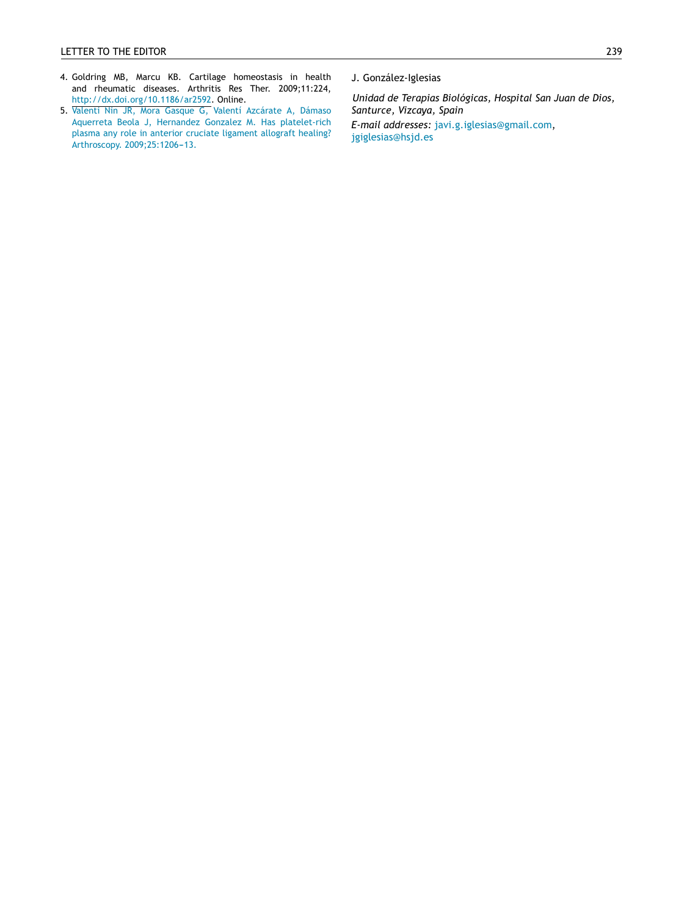4. Goldring MB, Marcu KB. Cartilage homeostasis in health and rheumatic diseases. Arthritis Res Ther. 2009;11:224, http://dx.doi.org/10.1186/ar2592. Online.
5. Valentí Nin JR, Mora Gasque G, Valentí Azcárate A, Dámaso Aquerreta Beola J, Hernandez Gonzalez M. Has platelet-rich plasma any role in anterior cruciate ligament allograft healing? Arthroscopy. 2009;25:1206–13.

J. González-Iglesias

*Unidad de Terapias Biológicas, Hospital San Juan de Dios, Santurce, Vizcaya, Spain*

*E-mail addresses:* javi.g.iglesias@gmail.com, jgiglesias@hsjd.es